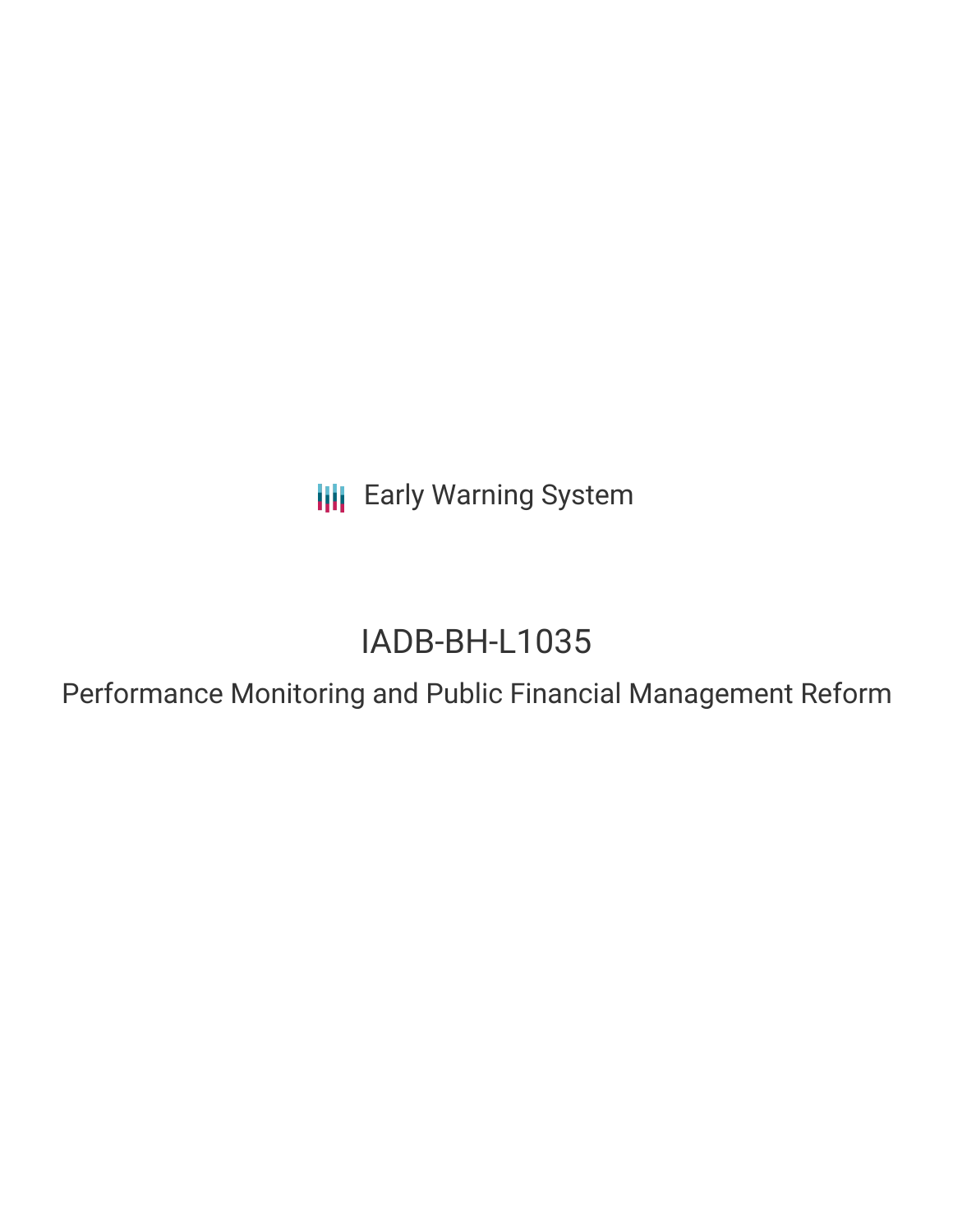Early Warning System

# IADB-BH-L1035

## Performance Monitoring and Public Financial Management Reform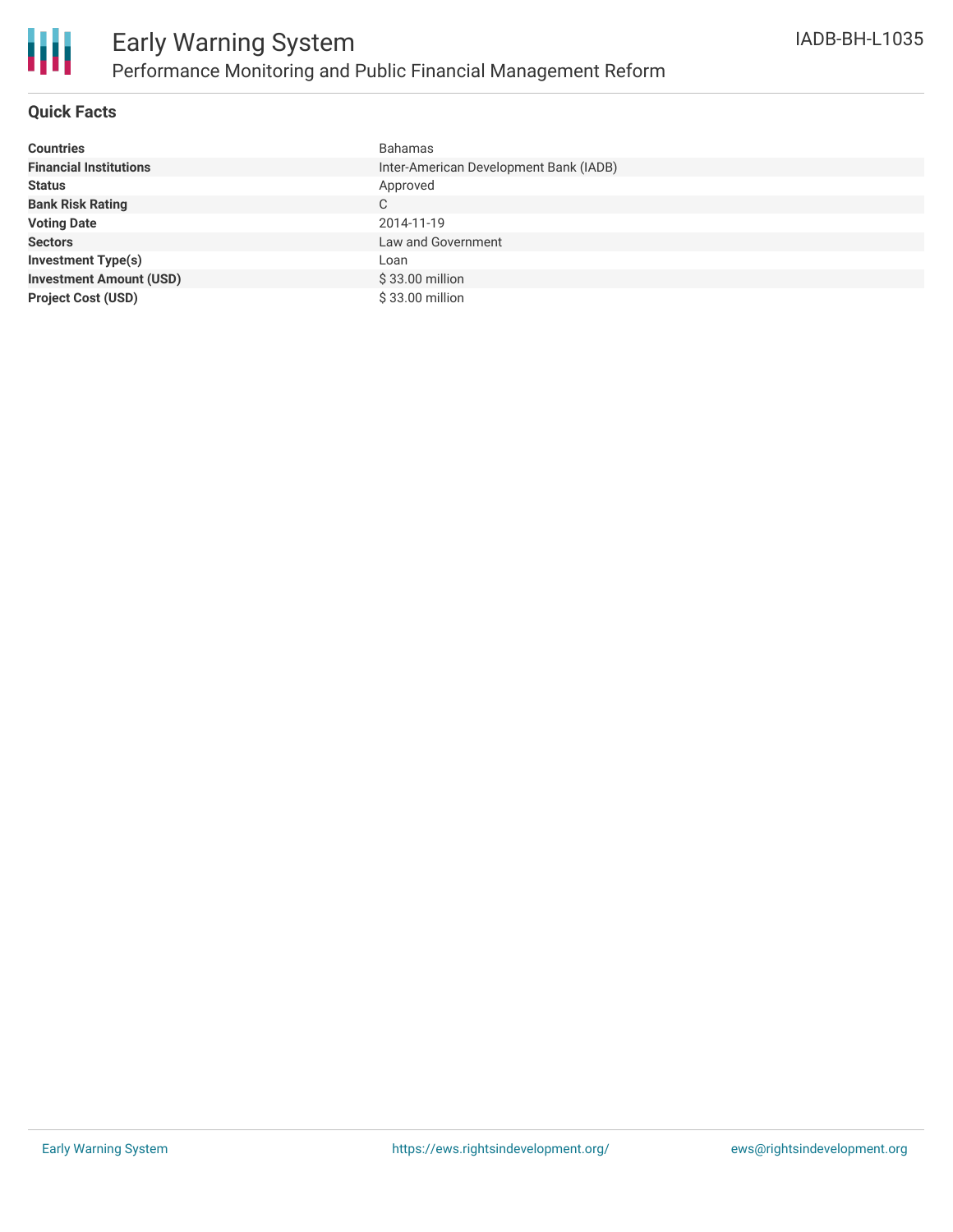# Early Warning System

## Performance Monitoring and Public Financial Management Reform

IADB-BH-L1035

### Quick Facts

| | |
|---|---|
| **Countries** | Bahamas |
| **Financial Institutions** | Inter-American Development Bank (IADB) |
| **Status** | Approved |
| **Bank Risk Rating** | C |
| **Voting Date** | 2014-11-19 |
| **Sectors** | Law and Government |
| **Investment Type(s)** | Loan |
| **Investment Amount (USD)** | $ 33.00 million |
| **Project Cost (USD)** | $ 33.00 million |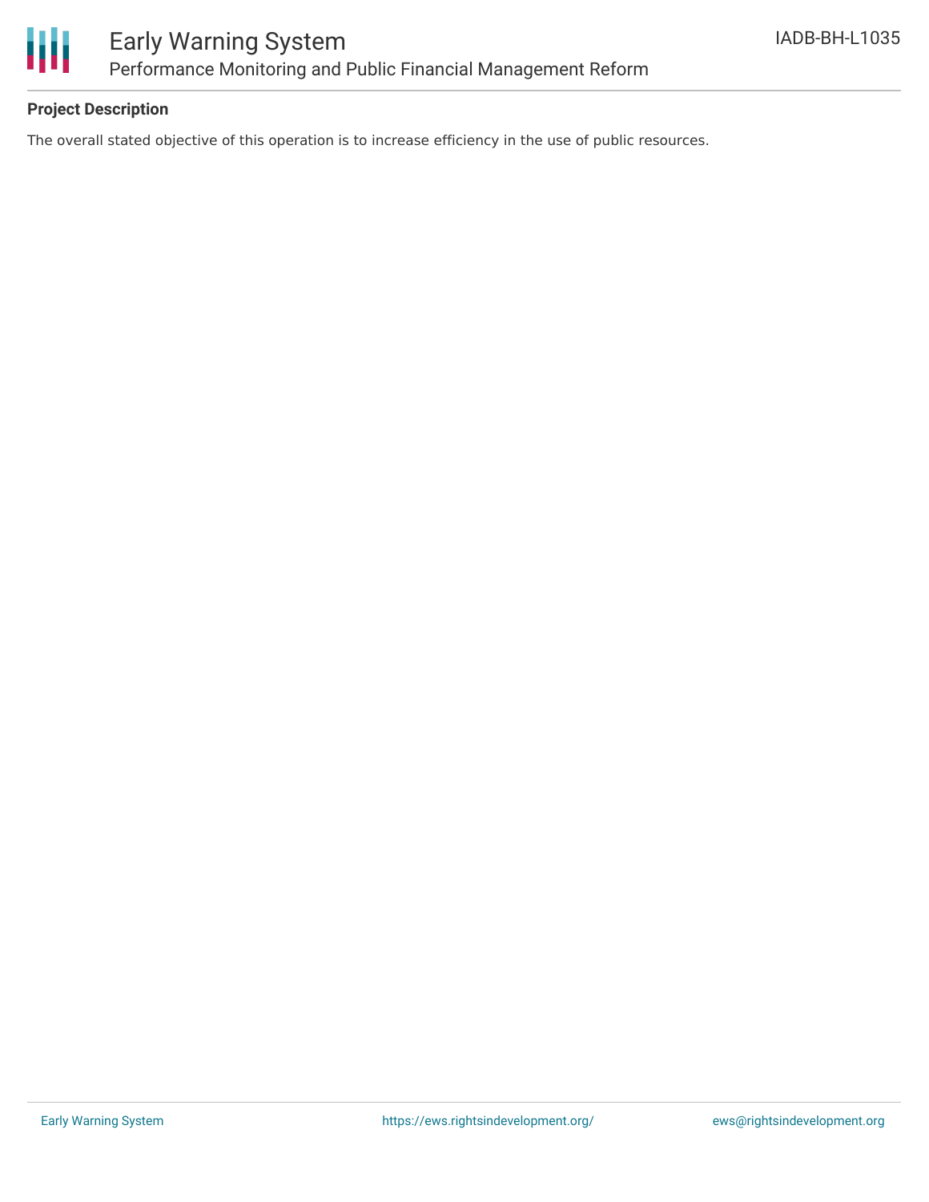### Project Description

The overall stated objective of this operation is to increase efficiency in the use of public resources.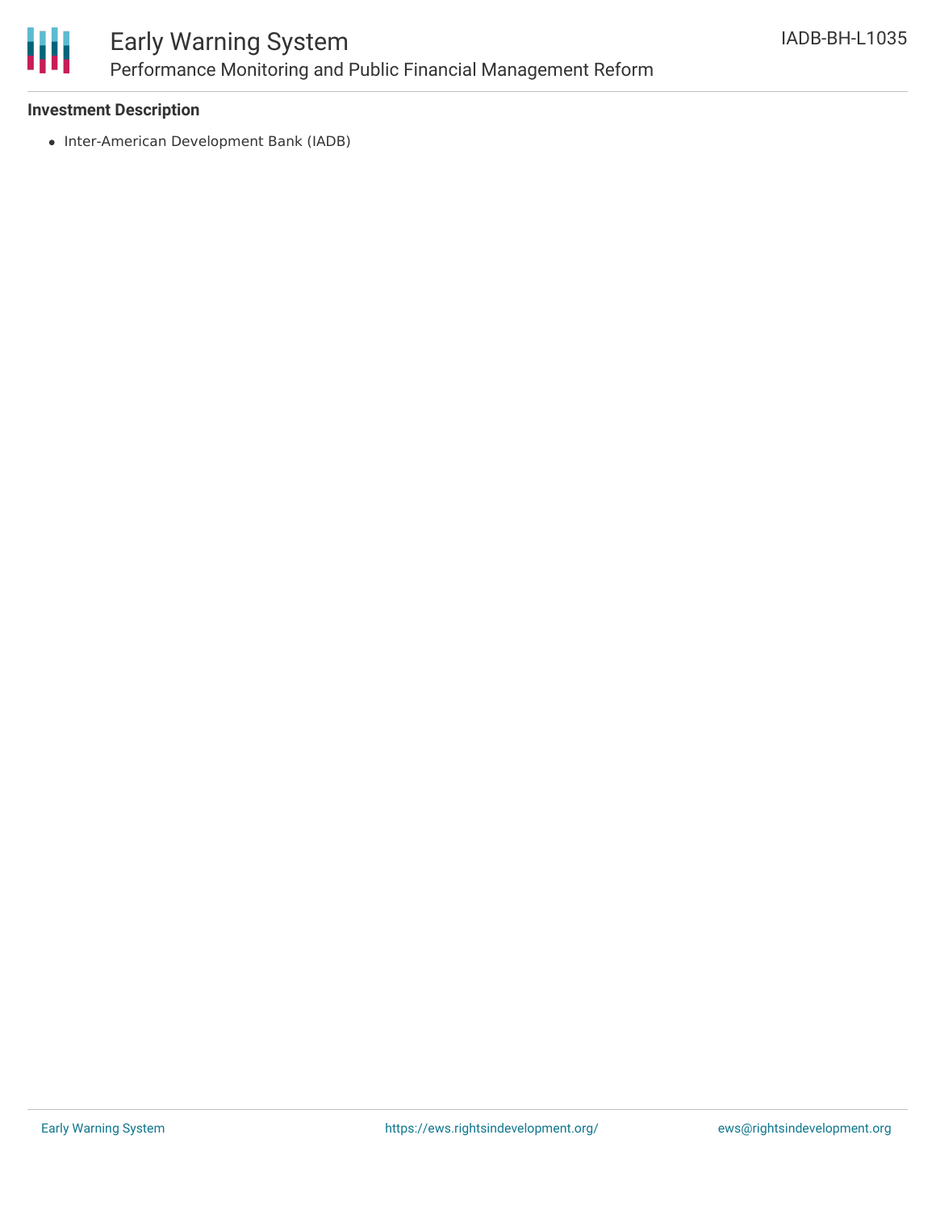**Investment Description**

- Inter-American Development Bank (IADB)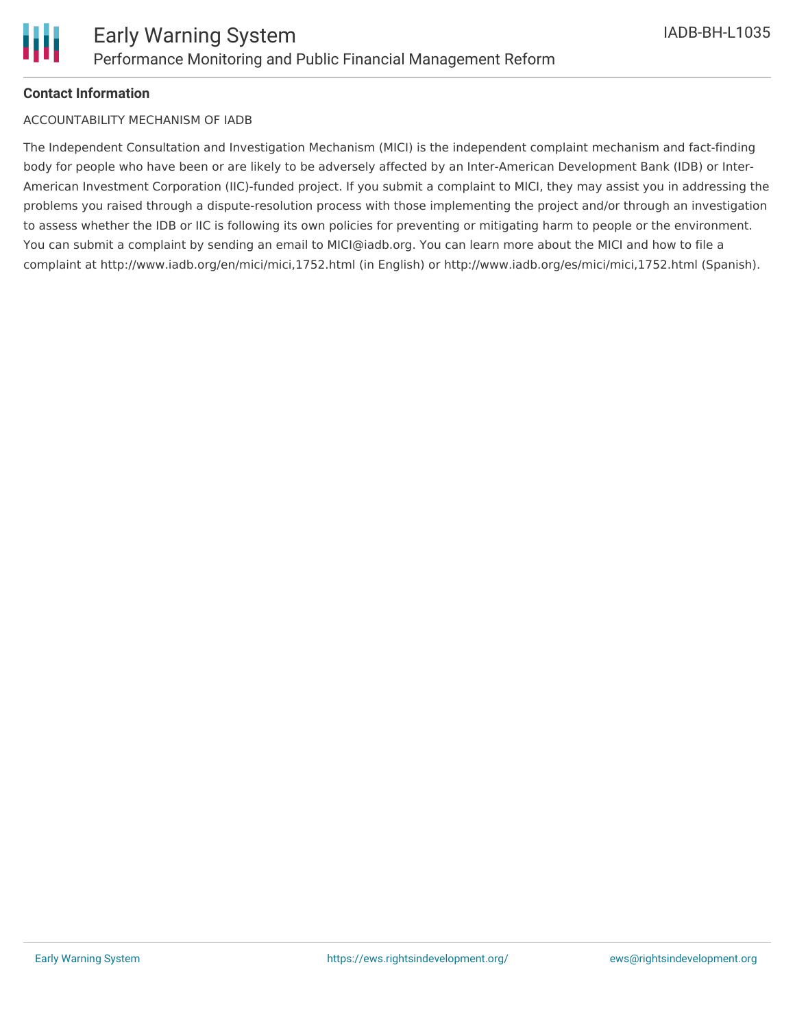**Contact Information**

ACCOUNTABILITY MECHANISM OF IADB

The Independent Consultation and Investigation Mechanism (MICI) is the independent complaint mechanism and fact-finding body for people who have been or are likely to be adversely affected by an Inter-American Development Bank (IDB) or Inter-American Investment Corporation (IIC)-funded project. If you submit a complaint to MICI, they may assist you in addressing the problems you raised through a dispute-resolution process with those implementing the project and/or through an investigation to assess whether the IDB or IIC is following its own policies for preventing or mitigating harm to people or the environment. You can submit a complaint by sending an email to MICI@iadb.org. You can learn more about the MICI and how to file a complaint at http://www.iadb.org/en/mici/mici,1752.html (in English) or http://www.iadb.org/es/mici/mici,1752.html (Spanish).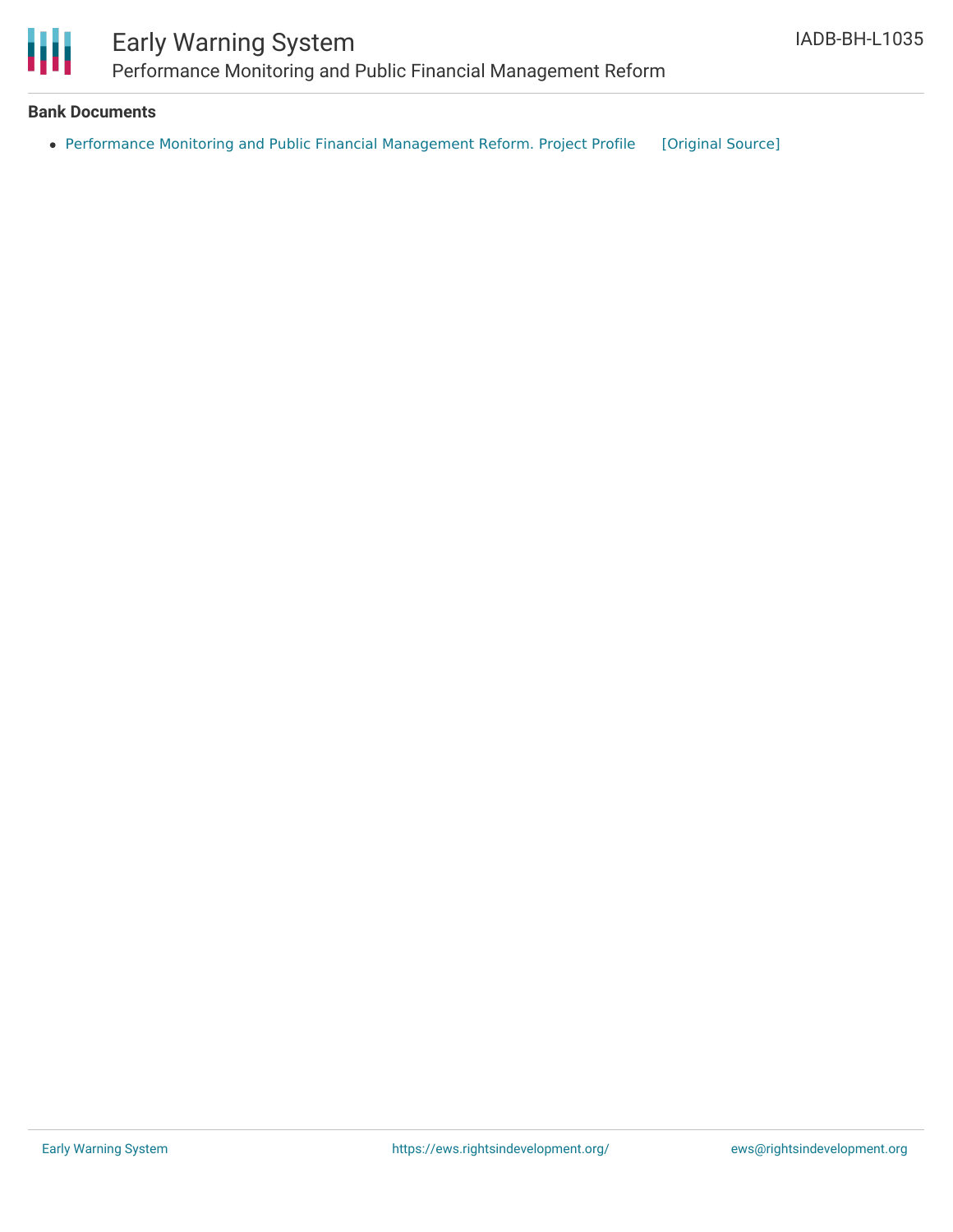**Bank Documents**

- Performance Monitoring and Public Financial Management Reform. Project Profile [Original Source]